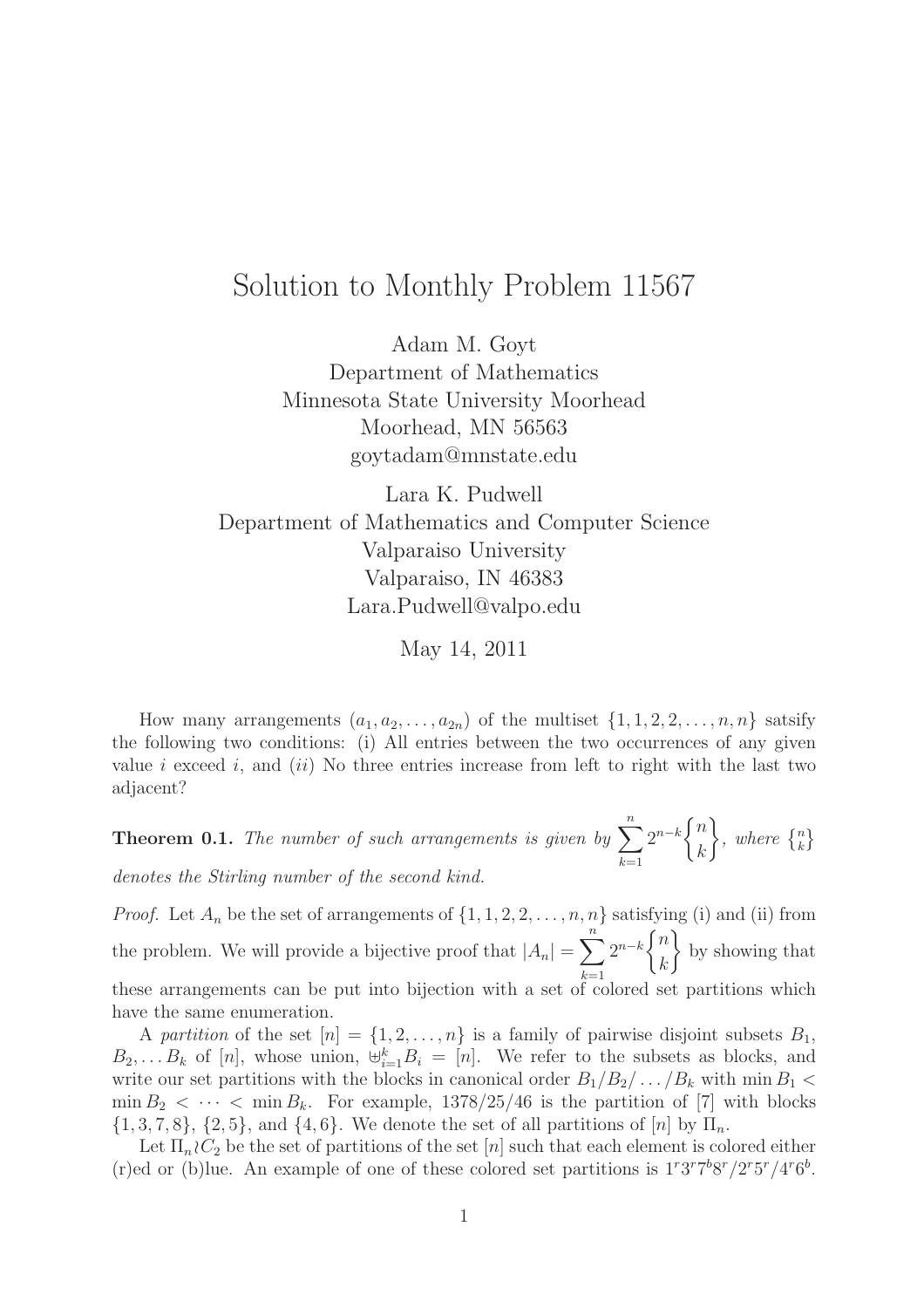# Solution to Monthly Problem 11567

Adam M. Goyt
Department of Mathematics
Minnesota State University Moorhead
Moorhead, MN 56563
goytadam@mnstate.edu

Lara K. Pudwell
Department of Mathematics and Computer Science
Valparaiso University
Valparaiso, IN 46383
Lara.Pudwell@valpo.edu

May 14, 2011

How many arrangements $(a_1, a_2, \ldots, a_{2n})$ of the multiset $\{1, 1, 2, 2, \ldots, n, n\}$ satsify the following two conditions: (i) All entries between the two occurrences of any given value $i$ exceed $i$, and $(ii)$ No three entries increase from left to right with the last two adjacent?

**Theorem 0.1.** *The number of such arrangements is given by* $\sum_{k=1}^{n} 2^{n-k} \left\{ {n \atop k} \right\}$, *where* $\left\{ {n \atop k} \right\}$ *denotes the Stirling number of the second kind.*

*Proof.* Let $A_n$ be the set of arrangements of $\{1, 1, 2, 2, \ldots, n, n\}$ satisfying (i) and (ii) from the problem. We will provide a bijective proof that $|A_n| = \sum_{k=1}^{n} 2^{n-k} \left\{ {n \atop k} \right\}$ by showing that these arrangements can be put into bijection with a set of colored set partitions which have the same enumeration.

A *partition* of the set $[n] = \{1, 2, \ldots, n\}$ is a family of pairwise disjoint subsets $B_1$, $B_2, \ldots B_k$ of $[n]$, whose union, $\uplus_{i=1}^{k} B_i = [n]$. We refer to the subsets as blocks, and write our set partitions with the blocks in canonical order $B_1/B_2/\ldots/B_k$ with $\min B_1 < \min B_2 < \cdots < \min B_k$. For example, $1378/25/46$ is the partition of [7] with blocks $\{1, 3, 7, 8\}$, $\{2, 5\}$, and $\{4, 6\}$. We denote the set of all partitions of $[n]$ by $\Pi_n$.

Let $\Pi_n \wr C_2$ be the set of partitions of the set $[n]$ such that each element is colored either (r)ed or (b)lue. An example of one of these colored set partitions is $1^r 3^r 7^b 8^r / 2^r 5^r / 4^r 6^b$.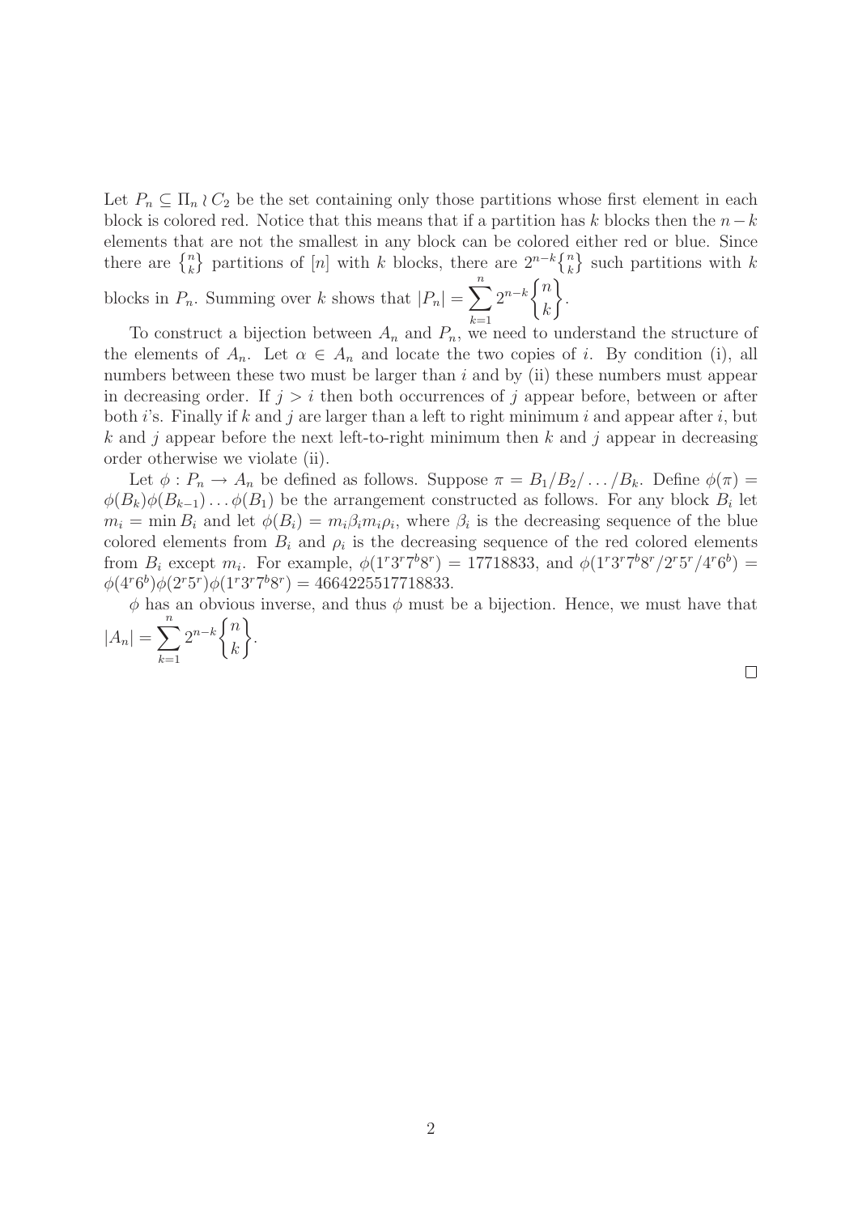Let $P_n \subseteq \Pi_n \wr C_2$ be the set containing only those partitions whose first element in each block is colored red. Notice that this means that if a partition has $k$ blocks then the $n-k$ elements that are not the smallest in any block can be colored either red or blue. Since there are $\left\{ {n \atop k} \right\}$ partitions of $[n]$ with $k$ blocks, there are $2^{n-k}\left\{ {n \atop k} \right\}$ such partitions with $k$ blocks in $P_n$. Summing over $k$ shows that $|P_n| = \displaystyle\sum_{k=1}^{n} 2^{n-k}\left\{ {n \atop k} \right\}$.

To construct a bijection between $A_n$ and $P_n$, we need to understand the structure of the elements of $A_n$. Let $\alpha \in A_n$ and locate the two copies of $i$. By condition (i), all numbers between these two must be larger than $i$ and by (ii) these numbers must appear in decreasing order. If $j > i$ then both occurrences of $j$ appear before, between or after both $i$'s. Finally if $k$ and $j$ are larger than a left to right minimum $i$ and appear after $i$, but $k$ and $j$ appear before the next left-to-right minimum then $k$ and $j$ appear in decreasing order otherwise we violate (ii).

Let $\phi : P_n \to A_n$ be defined as follows. Suppose $\pi = B_1/B_2/\ldots/B_k$. Define $\phi(\pi) = \phi(B_k)\phi(B_{k-1})\ldots\phi(B_1)$ be the arrangement constructed as follows. For any block $B_i$ let $m_i = \min B_i$ and let $\phi(B_i) = m_i\beta_i m_i\rho_i$, where $\beta_i$ is the decreasing sequence of the blue colored elements from $B_i$ and $\rho_i$ is the decreasing sequence of the red colored elements from $B_i$ except $m_i$. For example, $\phi(1^r3^r7^b8^r) = 17718833$, and $\phi(1^r3^r7^b8^r/2^r5^r/4^r6^b) = \phi(4^r6^b)\phi(2^r5^r)\phi(1^r3^r7^b8^r) = 4664225517718833$.

$\phi$ has an obvious inverse, and thus $\phi$ must be a bijection. Hence, we must have that $|A_n| = \displaystyle\sum_{k=1}^{n} 2^{n-k}\left\{ {n \atop k} \right\}$.

□